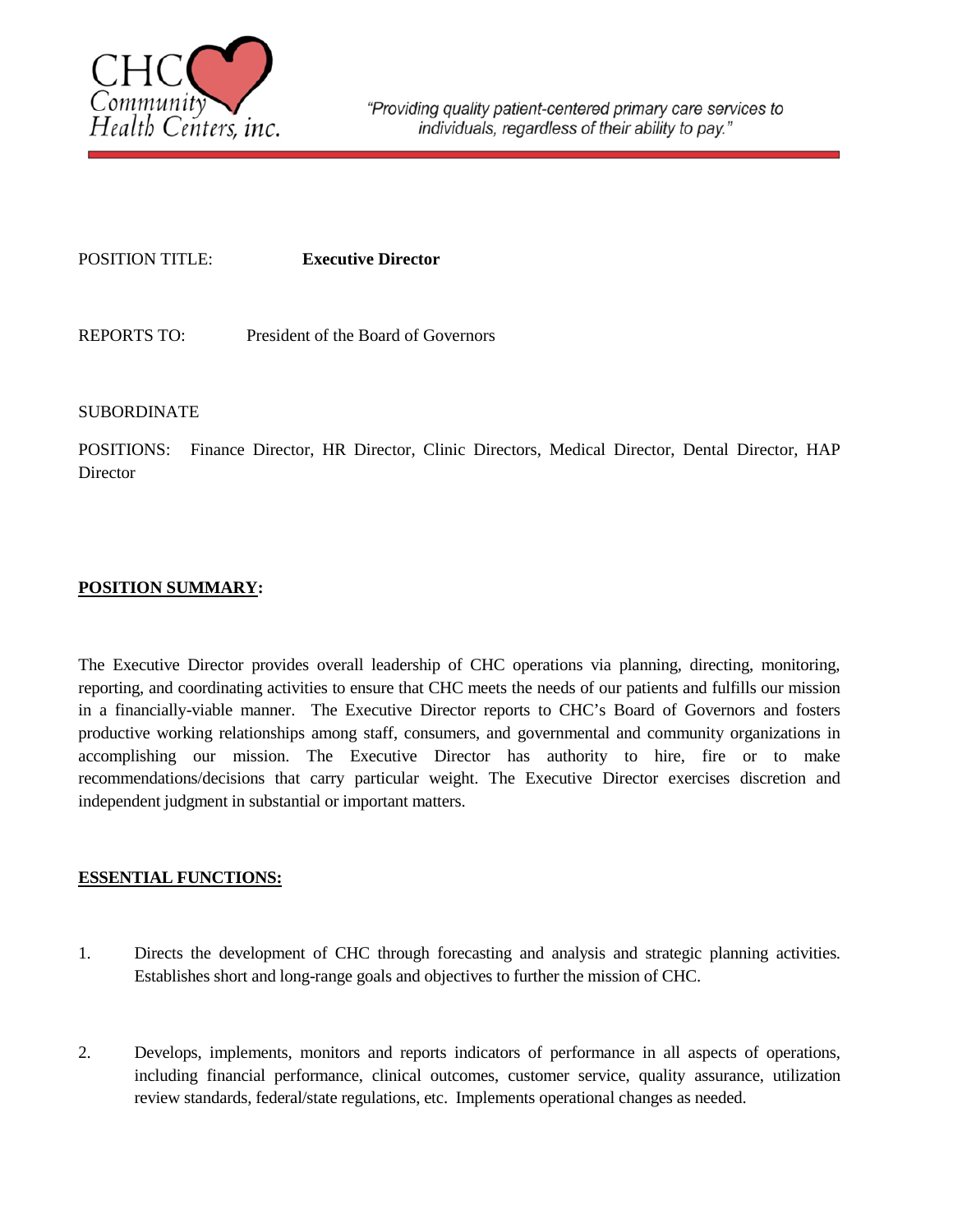CHC Community Health Centers, inc.

*"Providing quality patient-centered primary care services to individuals, regardless of their ability to pay."*

POSITION TITLE: **Executive Director**

REPORTS TO: President of the Board of Governors

SUBORDINATE

POSITIONS: Finance Director, HR Director, Clinic Directors, Medical Director, Dental Director, HAP Director

## POSITION SUMMARY:

The Executive Director provides overall leadership of CHC operations via planning, directing, monitoring, reporting, and coordinating activities to ensure that CHC meets the needs of our patients and fulfills our mission in a financially-viable manner. The Executive Director reports to CHC's Board of Governors and fosters productive working relationships among staff, consumers, and governmental and community organizations in accomplishing our mission. The Executive Director has authority to hire, fire or to make recommendations/decisions that carry particular weight. The Executive Director exercises discretion and independent judgment in substantial or important matters.

## ESSENTIAL FUNCTIONS:

1. Directs the development of CHC through forecasting and analysis and strategic planning activities. Establishes short and long-range goals and objectives to further the mission of CHC.

2. Develops, implements, monitors and reports indicators of performance in all aspects of operations, including financial performance, clinical outcomes, customer service, quality assurance, utilization review standards, federal/state regulations, etc. Implements operational changes as needed.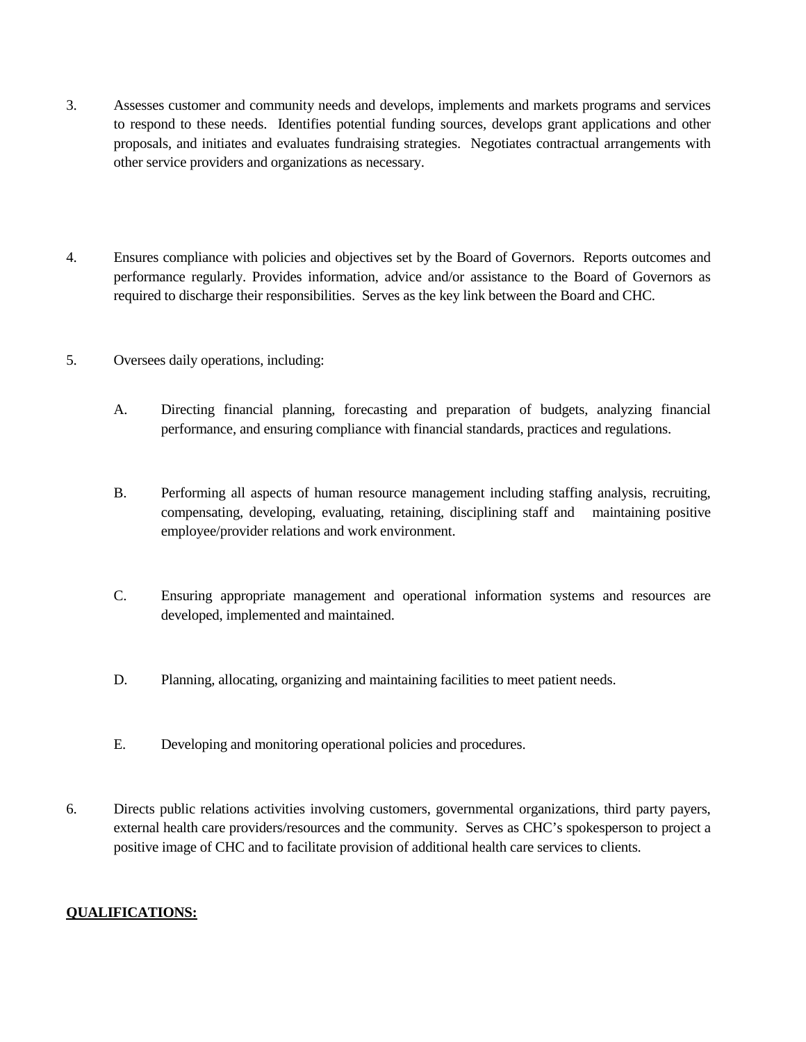3. Assesses customer and community needs and develops, implements and markets programs and services to respond to these needs. Identifies potential funding sources, develops grant applications and other proposals, and initiates and evaluates fundraising strategies. Negotiates contractual arrangements with other service providers and organizations as necessary.

4. Ensures compliance with policies and objectives set by the Board of Governors. Reports outcomes and performance regularly. Provides information, advice and/or assistance to the Board of Governors as required to discharge their responsibilities. Serves as the key link between the Board and CHC.

5. Oversees daily operations, including:

   A. Directing financial planning, forecasting and preparation of budgets, analyzing financial performance, and ensuring compliance with financial standards, practices and regulations.

   B. Performing all aspects of human resource management including staffing analysis, recruiting, compensating, developing, evaluating, retaining, disciplining staff and maintaining positive employee/provider relations and work environment.

   C. Ensuring appropriate management and operational information systems and resources are developed, implemented and maintained.

   D. Planning, allocating, organizing and maintaining facilities to meet patient needs.

   E. Developing and monitoring operational policies and procedures.

6. Directs public relations activities involving customers, governmental organizations, third party payers, external health care providers/resources and the community. Serves as CHC's spokesperson to project a positive image of CHC and to facilitate provision of additional health care services to clients.

**QUALIFICATIONS:**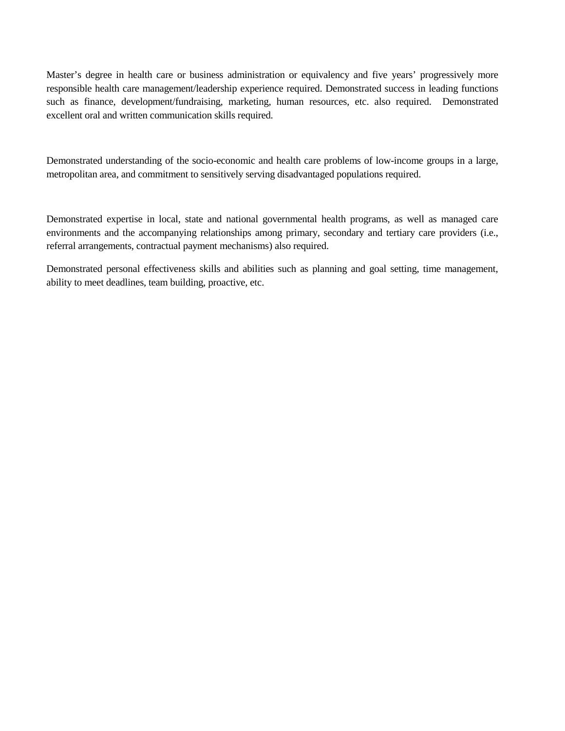Master's degree in health care or business administration or equivalency and five years' progressively more responsible health care management/leadership experience required. Demonstrated success in leading functions such as finance, development/fundraising, marketing, human resources, etc. also required. Demonstrated excellent oral and written communication skills required.

Demonstrated understanding of the socio-economic and health care problems of low-income groups in a large, metropolitan area, and commitment to sensitively serving disadvantaged populations required.

Demonstrated expertise in local, state and national governmental health programs, as well as managed care environments and the accompanying relationships among primary, secondary and tertiary care providers (i.e., referral arrangements, contractual payment mechanisms) also required.

Demonstrated personal effectiveness skills and abilities such as planning and goal setting, time management, ability to meet deadlines, team building, proactive, etc.